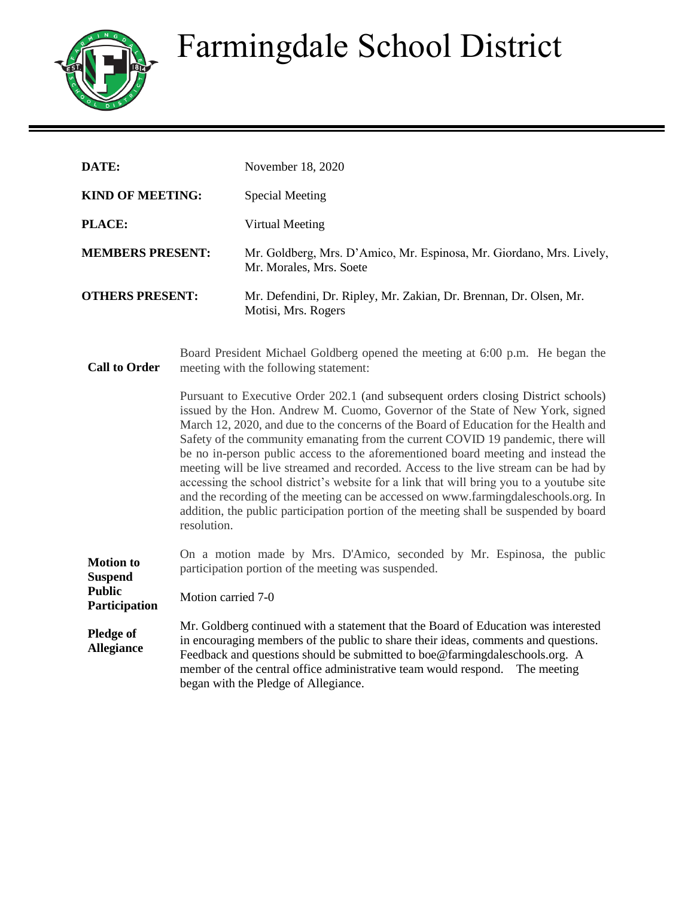# Farmingdale School District

**DATE:** November 18, 2020

**KIND OF MEETING:** Special Meeting

**PLACE:** Virtual Meeting

**MEMBERS PRESENT:** Mr. Goldberg, Mrs. D'Amico, Mr. Espinosa, Mr. Giordano, Mrs. Lively, Mr. Morales, Mrs. Soete

**OTHERS PRESENT:** Mr. Defendini, Dr. Ripley, Mr. Zakian, Dr. Brennan, Dr. Olsen, Mr. Motisi, Mrs. Rogers

**Call to Order**

Board President Michael Goldberg opened the meeting at 6:00 p.m. He began the meeting with the following statement:

Pursuant to Executive Order 202.1 (and subsequent orders closing District schools) issued by the Hon. Andrew M. Cuomo, Governor of the State of New York, signed March 12, 2020, and due to the concerns of the Board of Education for the Health and Safety of the community emanating from the current COVID 19 pandemic, there will be no in-person public access to the aforementioned board meeting and instead the meeting will be live streamed and recorded. Access to the live stream can be had by accessing the school district's website for a link that will bring you to a youtube site and the recording of the meeting can be accessed on www.farmingdaleschools.org. In addition, the public participation portion of the meeting shall be suspended by board resolution.

**Motion to Suspend Public Participation**

On a motion made by Mrs. D'Amico, seconded by Mr. Espinosa, the public participation portion of the meeting was suspended.

Motion carried 7-0

**Pledge of Allegiance**

Mr. Goldberg continued with a statement that the Board of Education was interested in encouraging members of the public to share their ideas, comments and questions. Feedback and questions should be submitted to boe@farmingdaleschools.org. A member of the central office administrative team would respond. The meeting began with the Pledge of Allegiance.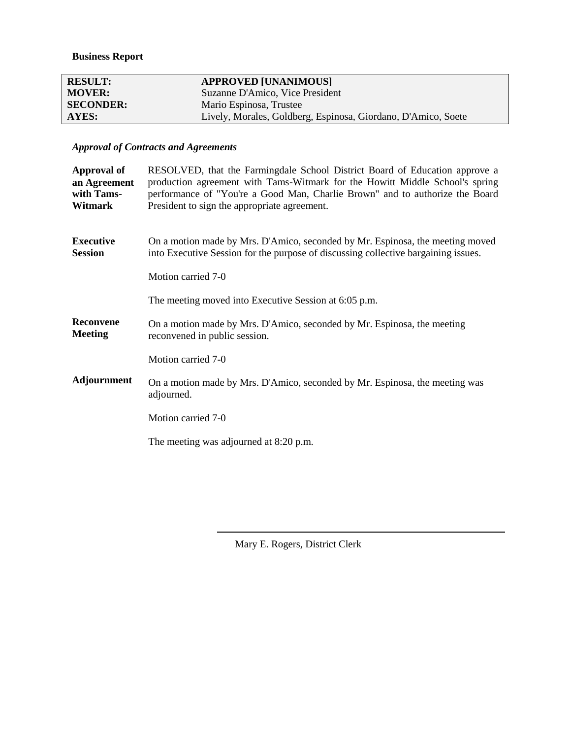**Business Report**

| | |
|---|---|
| **RESULT:** | **APPROVED [UNANIMOUS]** |
| **MOVER:** | Suzanne D'Amico, Vice President |
| **SECONDER:** | Mario Espinosa, Trustee |
| **AYES:** | Lively, Morales, Goldberg, Espinosa, Giordano, D'Amico, Soete |

***Approval of Contracts and Agreements***

**Approval of an Agreement with Tams-Witmark**

RESOLVED, that the Farmingdale School District Board of Education approve a production agreement with Tams-Witmark for the Howitt Middle School's spring performance of "You're a Good Man, Charlie Brown" and to authorize the Board President to sign the appropriate agreement.

**Executive Session**

On a motion made by Mrs. D'Amico, seconded by Mr. Espinosa, the meeting moved into Executive Session for the purpose of discussing collective bargaining issues.

Motion carried 7-0

The meeting moved into Executive Session at 6:05 p.m.

**Reconvene Meeting**

On a motion made by Mrs. D'Amico, seconded by Mr. Espinosa, the meeting reconvened in public session.

Motion carried 7-0

**Adjournment**

On a motion made by Mrs. D'Amico, seconded by Mr. Espinosa, the meeting was adjourned.

Motion carried 7-0

The meeting was adjourned at 8:20 p.m.

Mary E. Rogers, District Clerk